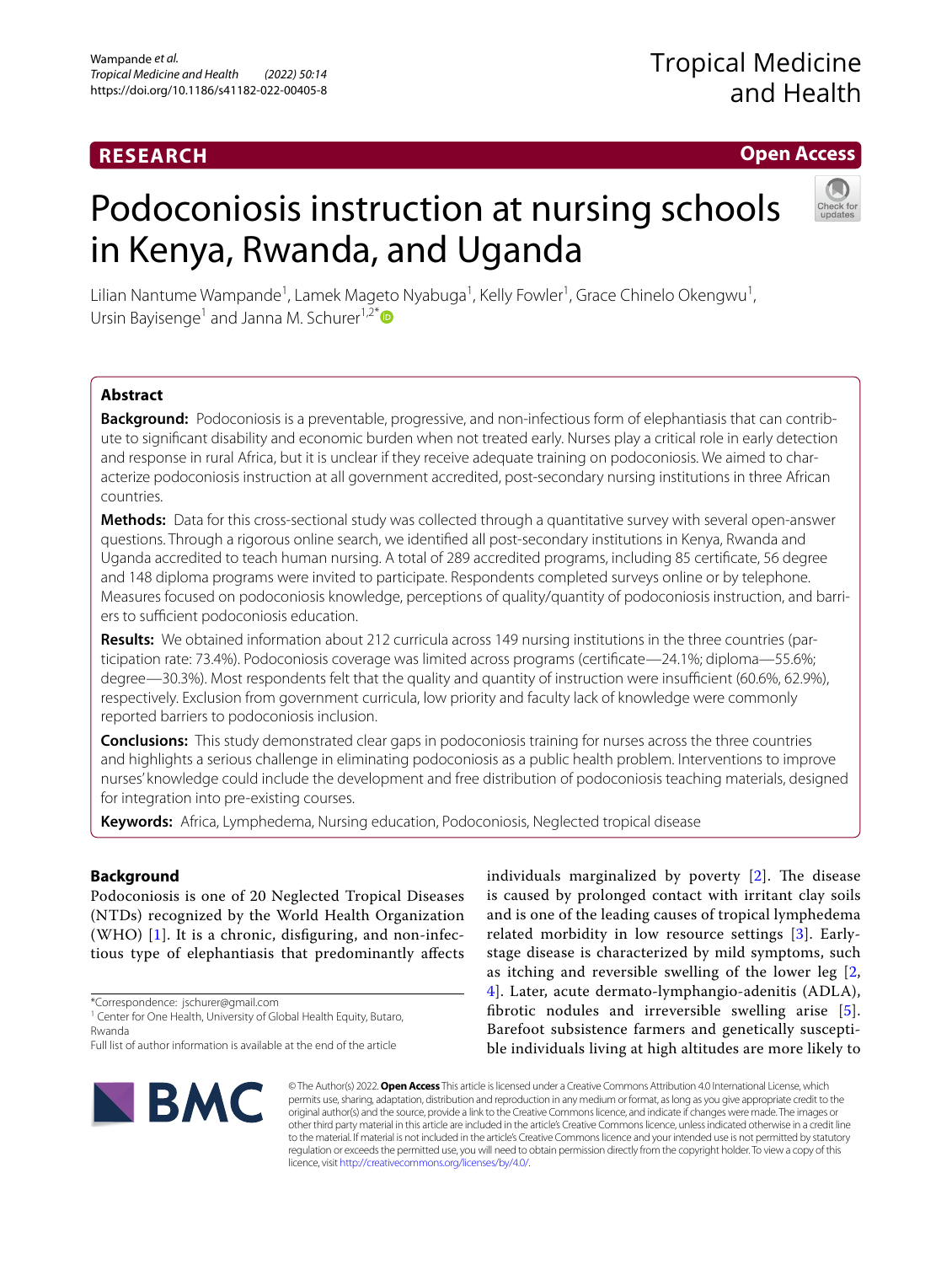RESEARCH

Open Access

# Podoconiosis instruction at nursing schools in Kenya, Rwanda, and Uganda

Lilian Nantume Wampande[1], Lamek Mageto Nyabuga[1], Kelly Fowler[1], Grace Chinelo Okengwu[1], Ursin Bayisenge[1] and Janna M. Schurer[1,2*]

## Abstract

**Background:** Podoconiosis is a preventable, progressive, and non-infectious form of elephantiasis that can contribute to significant disability and economic burden when not treated early. Nurses play a critical role in early detection and response in rural Africa, but it is unclear if they receive adequate training on podoconiosis. We aimed to characterize podoconiosis instruction at all government accredited, post-secondary nursing institutions in three African countries.

**Methods:** Data for this cross-sectional study was collected through a quantitative survey with several open-answer questions. Through a rigorous online search, we identified all post-secondary institutions in Kenya, Rwanda and Uganda accredited to teach human nursing. A total of 289 accredited programs, including 85 certificate, 56 degree and 148 diploma programs were invited to participate. Respondents completed surveys online or by telephone. Measures focused on podoconiosis knowledge, perceptions of quality/quantity of podoconiosis instruction, and barriers to sufficient podoconiosis education.

**Results:** We obtained information about 212 curricula across 149 nursing institutions in the three countries (participation rate: 73.4%). Podoconiosis coverage was limited across programs (certificate—24.1%; diploma—55.6%; degree—30.3%). Most respondents felt that the quality and quantity of instruction were insufficient (60.6%, 62.9%), respectively. Exclusion from government curricula, low priority and faculty lack of knowledge were commonly reported barriers to podoconiosis inclusion.

**Conclusions:** This study demonstrated clear gaps in podoconiosis training for nurses across the three countries and highlights a serious challenge in eliminating podoconiosis as a public health problem. Interventions to improve nurses' knowledge could include the development and free distribution of podoconiosis teaching materials, designed for integration into pre-existing courses.

**Keywords:** Africa, Lymphedema, Nursing education, Podoconiosis, Neglected tropical disease

## Background

Podoconiosis is one of 20 Neglected Tropical Diseases (NTDs) recognized by the World Health Organization (WHO) [1]. It is a chronic, disfiguring, and non-infectious type of elephantiasis that predominantly affects individuals marginalized by poverty [2]. The disease is caused by prolonged contact with irritant clay soils and is one of the leading causes of tropical lymphedema related morbidity in low resource settings [3]. Early-stage disease is characterized by mild symptoms, such as itching and reversible swelling of the lower leg [2, 4]. Later, acute dermato-lymphangio-adenitis (ADLA), fibrotic nodules and irreversible swelling arise [5]. Barefoot subsistence farmers and genetically susceptible individuals living at high altitudes are more likely to

*Correspondence: jschurer@gmail.com

[1] Center for One Health, University of Global Health Equity, Butaro, Rwanda

Full list of author information is available at the end of the article

© The Author(s) 2022. **Open Access** This article is licensed under a Creative Commons Attribution 4.0 International License, which permits use, sharing, adaptation, distribution and reproduction in any medium or format, as long as you give appropriate credit to the original author(s) and the source, provide a link to the Creative Commons licence, and indicate if changes were made. The images or other third party material in this article are included in the article's Creative Commons licence, unless indicated otherwise in a credit line to the material. If material is not included in the article's Creative Commons licence and your intended use is not permitted by statutory regulation or exceeds the permitted use, you will need to obtain permission directly from the copyright holder. To view a copy of this licence, visit http://creativecommons.org/licenses/by/4.0/.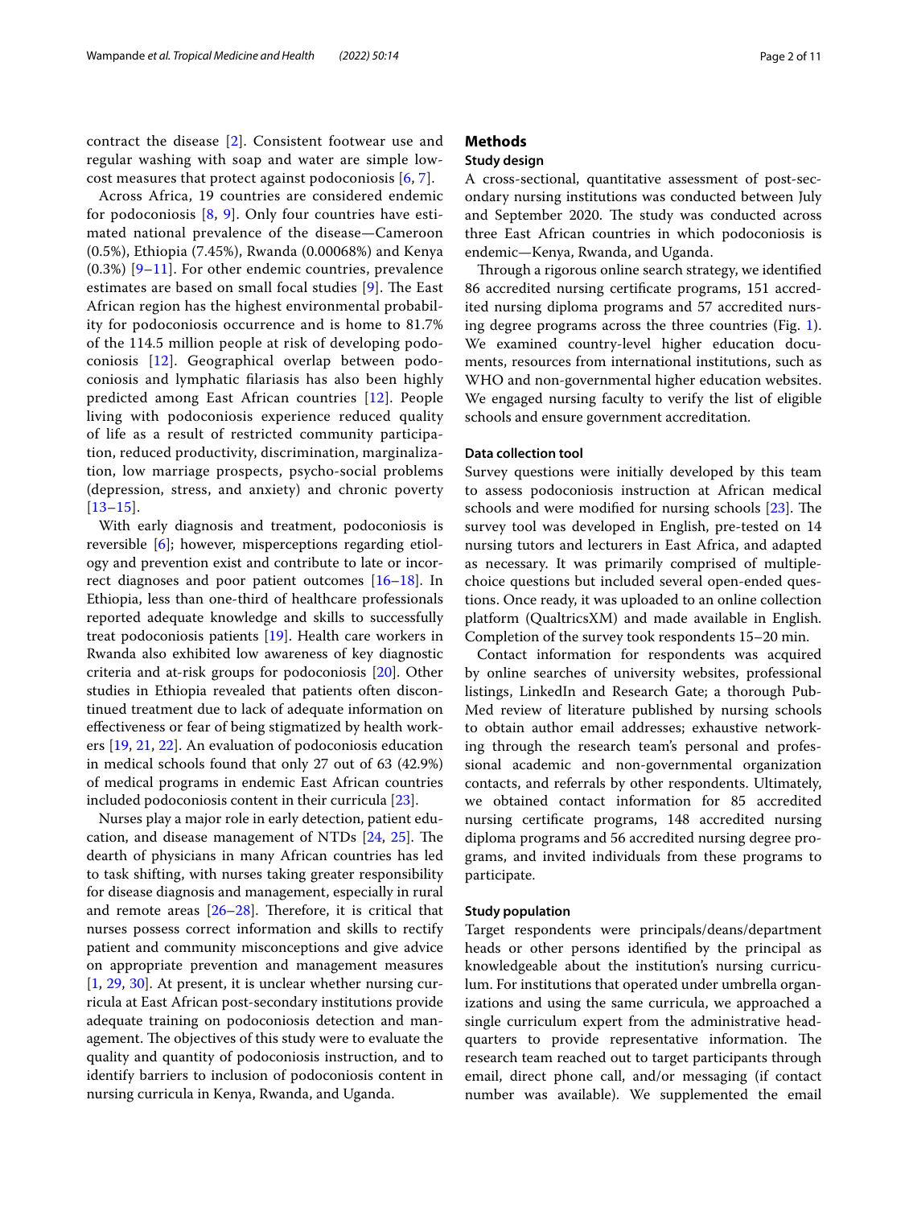contract the disease [2]. Consistent footwear use and regular washing with soap and water are simple low-cost measures that protect against podoconiosis [6, 7].

Across Africa, 19 countries are considered endemic for podoconiosis [8, 9]. Only four countries have estimated national prevalence of the disease—Cameroon (0.5%), Ethiopia (7.45%), Rwanda (0.00068%) and Kenya (0.3%) [9–11]. For other endemic countries, prevalence estimates are based on small focal studies [9]. The East African region has the highest environmental probability for podoconiosis occurrence and is home to 81.7% of the 114.5 million people at risk of developing podoconiosis [12]. Geographical overlap between podoconiosis and lymphatic filariasis has also been highly predicted among East African countries [12]. People living with podoconiosis experience reduced quality of life as a result of restricted community participation, reduced productivity, discrimination, marginalization, low marriage prospects, psycho-social problems (depression, stress, and anxiety) and chronic poverty [13–15].

With early diagnosis and treatment, podoconiosis is reversible [6]; however, misperceptions regarding etiology and prevention exist and contribute to late or incorrect diagnoses and poor patient outcomes [16–18]. In Ethiopia, less than one-third of healthcare professionals reported adequate knowledge and skills to successfully treat podoconiosis patients [19]. Health care workers in Rwanda also exhibited low awareness of key diagnostic criteria and at-risk groups for podoconiosis [20]. Other studies in Ethiopia revealed that patients often discontinued treatment due to lack of adequate information on effectiveness or fear of being stigmatized by health workers [19, 21, 22]. An evaluation of podoconiosis education in medical schools found that only 27 out of 63 (42.9%) of medical programs in endemic East African countries included podoconiosis content in their curricula [23].

Nurses play a major role in early detection, patient education, and disease management of NTDs [24, 25]. The dearth of physicians in many African countries has led to task shifting, with nurses taking greater responsibility for disease diagnosis and management, especially in rural and remote areas [26–28]. Therefore, it is critical that nurses possess correct information and skills to rectify patient and community misconceptions and give advice on appropriate prevention and management measures [1, 29, 30]. At present, it is unclear whether nursing curricula at East African post-secondary institutions provide adequate training on podoconiosis detection and management. The objectives of this study were to evaluate the quality and quantity of podoconiosis instruction, and to identify barriers to inclusion of podoconiosis content in nursing curricula in Kenya, Rwanda, and Uganda.

## Methods

### Study design

A cross-sectional, quantitative assessment of post-secondary nursing institutions was conducted between July and September 2020. The study was conducted across three East African countries in which podoconiosis is endemic—Kenya, Rwanda, and Uganda.

Through a rigorous online search strategy, we identified 86 accredited nursing certificate programs, 151 accredited nursing diploma programs and 57 accredited nursing degree programs across the three countries (Fig. 1). We examined country-level higher education documents, resources from international institutions, such as WHO and non-governmental higher education websites. We engaged nursing faculty to verify the list of eligible schools and ensure government accreditation.

### Data collection tool

Survey questions were initially developed by this team to assess podoconiosis instruction at African medical schools and were modified for nursing schools [23]. The survey tool was developed in English, pre-tested on 14 nursing tutors and lecturers in East Africa, and adapted as necessary. It was primarily comprised of multiple-choice questions but included several open-ended questions. Once ready, it was uploaded to an online collection platform (QualtricsXM) and made available in English. Completion of the survey took respondents 15–20 min.

Contact information for respondents was acquired by online searches of university websites, professional listings, LinkedIn and Research Gate; a thorough PubMed review of literature published by nursing schools to obtain author email addresses; exhaustive networking through the research team's personal and professional academic and non-governmental organization contacts, and referrals by other respondents. Ultimately, we obtained contact information for 85 accredited nursing certificate programs, 148 accredited nursing diploma programs and 56 accredited nursing degree programs, and invited individuals from these programs to participate.

### Study population

Target respondents were principals/deans/department heads or other persons identified by the principal as knowledgeable about the institution's nursing curriculum. For institutions that operated under umbrella organizations and using the same curricula, we approached a single curriculum expert from the administrative headquarters to provide representative information. The research team reached out to target participants through email, direct phone call, and/or messaging (if contact number was available). We supplemented the email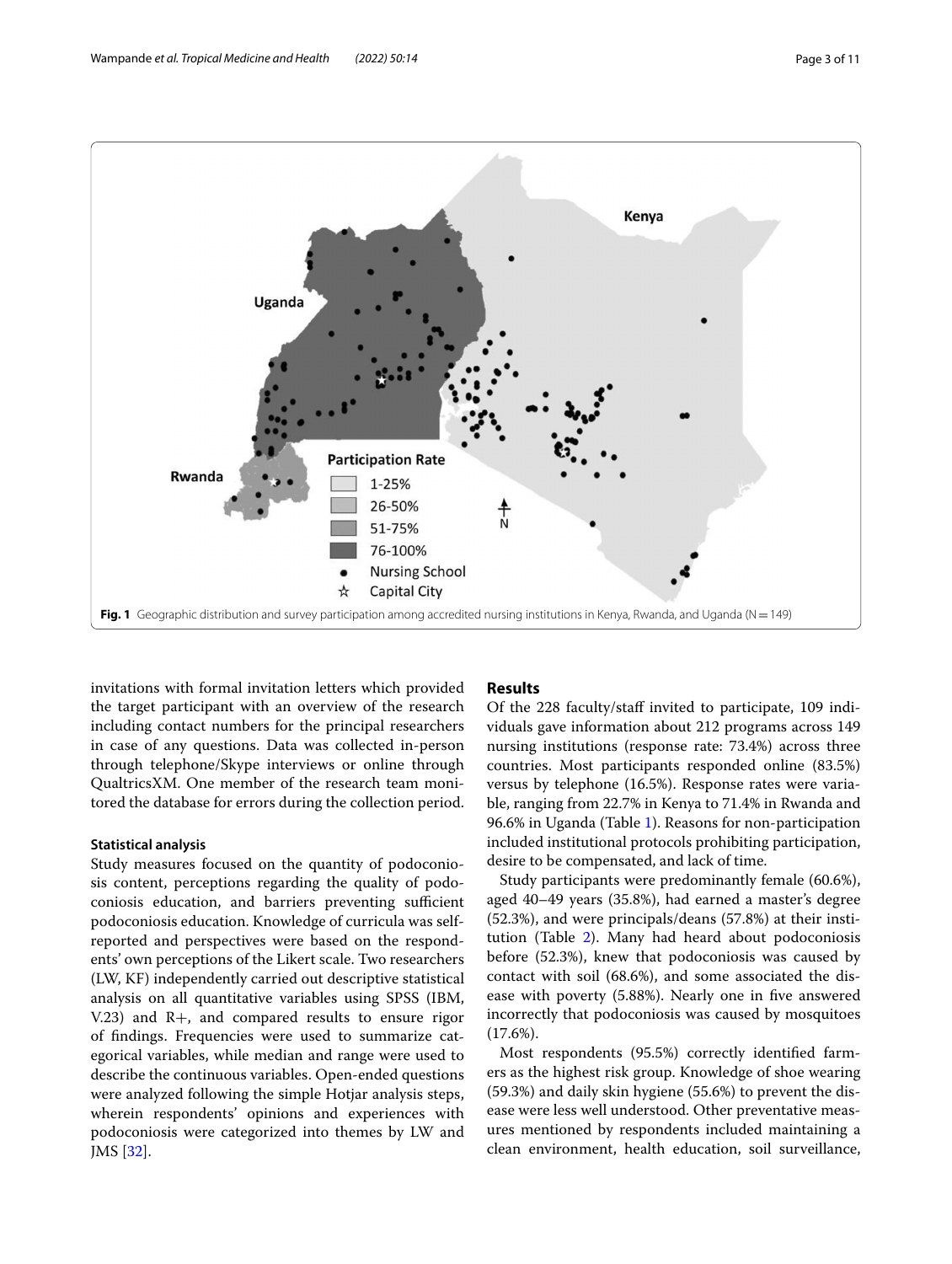Fig. 1 Geographic distribution and survey participation among accredited nursing institutions in Kenya, Rwanda, and Uganda (N = 149)

invitations with formal invitation letters which provided the target participant with an overview of the research including contact numbers for the principal researchers in case of any questions. Data was collected in-person through telephone/Skype interviews or online through QualtricsXM. One member of the research team monitored the database for errors during the collection period.

### Statistical analysis

Study measures focused on the quantity of podoconiosis content, perceptions regarding the quality of podoconiosis education, and barriers preventing sufficient podoconiosis education. Knowledge of curricula was self-reported and perspectives were based on the respondents' own perceptions of the Likert scale. Two researchers (LW, KF) independently carried out descriptive statistical analysis on all quantitative variables using SPSS (IBM, V.23) and R+, and compared results to ensure rigor of findings. Frequencies were used to summarize categorical variables, while median and range were used to describe the continuous variables. Open-ended questions were analyzed following the simple Hotjar analysis steps, wherein respondents' opinions and experiences with podoconiosis were categorized into themes by LW and JMS [32].

## Results

Of the 228 faculty/staff invited to participate, 109 individuals gave information about 212 programs across 149 nursing institutions (response rate: 73.4%) across three countries. Most participants responded online (83.5%) versus by telephone (16.5%). Response rates were variable, ranging from 22.7% in Kenya to 71.4% in Rwanda and 96.6% in Uganda (Table 1). Reasons for non-participation included institutional protocols prohibiting participation, desire to be compensated, and lack of time.

Study participants were predominantly female (60.6%), aged 40–49 years (35.8%), had earned a master's degree (52.3%), and were principals/deans (57.8%) at their institution (Table 2). Many had heard about podoconiosis before (52.3%), knew that podoconiosis was caused by contact with soil (68.6%), and some associated the disease with poverty (5.88%). Nearly one in five answered incorrectly that podoconiosis was caused by mosquitoes (17.6%).

Most respondents (95.5%) correctly identified farmers as the highest risk group. Knowledge of shoe wearing (59.3%) and daily skin hygiene (55.6%) to prevent the disease were less well understood. Other preventative measures mentioned by respondents included maintaining a clean environment, health education, soil surveillance,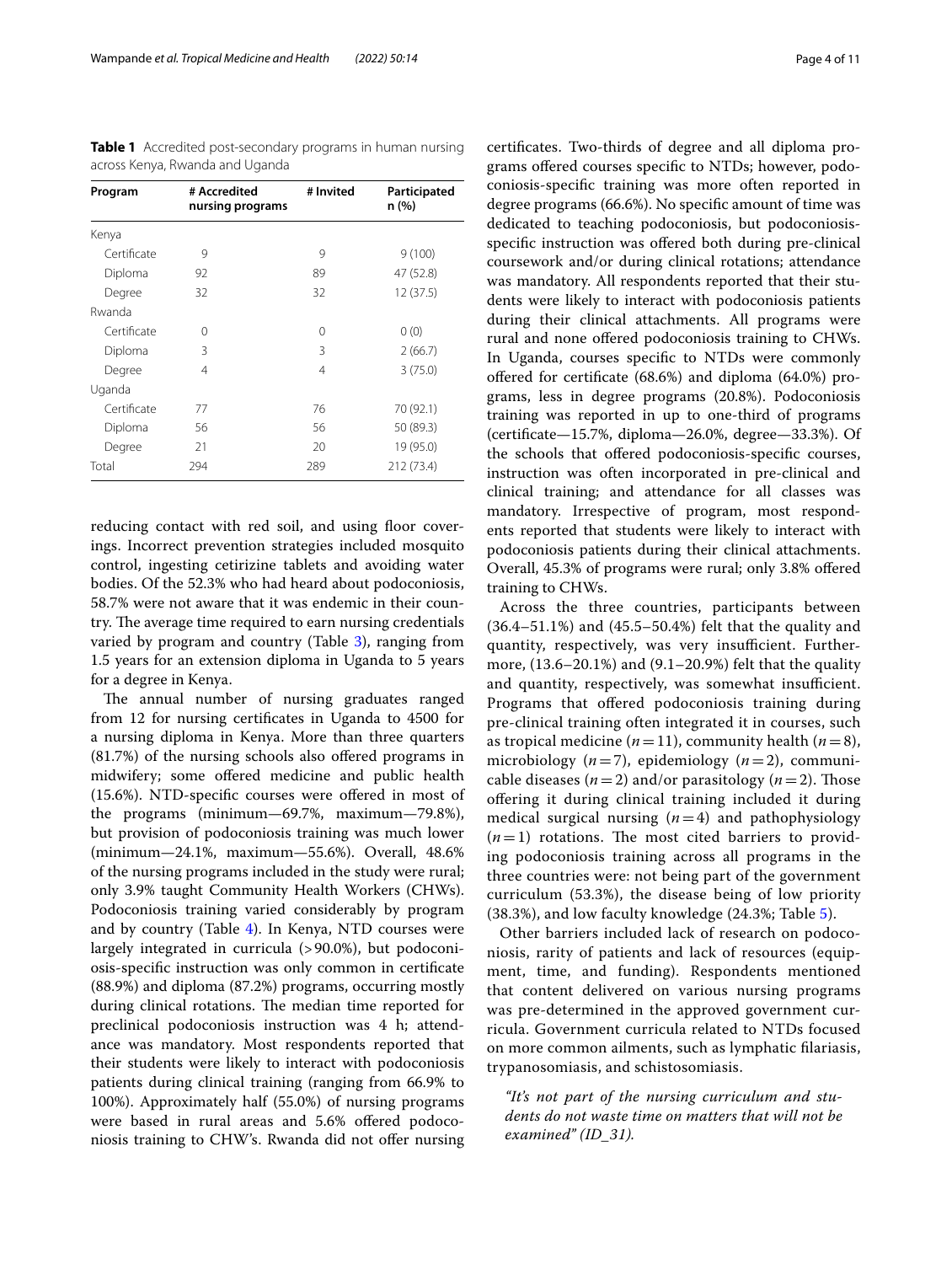**Table 1** Accredited post-secondary programs in human nursing across Kenya, Rwanda and Uganda

| Program | # Accredited nursing programs | # Invited | Participated n (%) |
|---|---|---|---|
| Kenya | | | |
| Certificate | 9 | 9 | 9 (100) |
| Diploma | 92 | 89 | 47 (52.8) |
| Degree | 32 | 32 | 12 (37.5) |
| Rwanda | | | |
| Certificate | 0 | 0 | 0 (0) |
| Diploma | 3 | 3 | 2 (66.7) |
| Degree | 4 | 4 | 3 (75.0) |
| Uganda | | | |
| Certificate | 77 | 76 | 70 (92.1) |
| Diploma | 56 | 56 | 50 (89.3) |
| Degree | 21 | 20 | 19 (95.0) |
| Total | 294 | 289 | 212 (73.4) |

reducing contact with red soil, and using floor coverings. Incorrect prevention strategies included mosquito control, ingesting cetirizine tablets and avoiding water bodies. Of the 52.3% who had heard about podoconiosis, 58.7% were not aware that it was endemic in their country. The average time required to earn nursing credentials varied by program and country (Table 3), ranging from 1.5 years for an extension diploma in Uganda to 5 years for a degree in Kenya.

The annual number of nursing graduates ranged from 12 for nursing certificates in Uganda to 4500 for a nursing diploma in Kenya. More than three quarters (81.7%) of the nursing schools also offered programs in midwifery; some offered medicine and public health (15.6%). NTD-specific courses were offered in most of the programs (minimum—69.7%, maximum—79.8%), but provision of podoconiosis training was much lower (minimum—24.1%, maximum—55.6%). Overall, 48.6% of the nursing programs included in the study were rural; only 3.9% taught Community Health Workers (CHWs). Podoconiosis training varied considerably by program and by country (Table 4). In Kenya, NTD courses were largely integrated in curricula (>90.0%), but podoconiosis-specific instruction was only common in certificate (88.9%) and diploma (87.2%) programs, occurring mostly during clinical rotations. The median time reported for preclinical podoconiosis instruction was 4 h; attendance was mandatory. Most respondents reported that their students were likely to interact with podoconiosis patients during clinical training (ranging from 66.9% to 100%). Approximately half (55.0%) of nursing programs were based in rural areas and 5.6% offered podoconiosis training to CHW's. Rwanda did not offer nursing certificates. Two-thirds of degree and all diploma programs offered courses specific to NTDs; however, podoconiosis-specific training was more often reported in degree programs (66.6%). No specific amount of time was dedicated to teaching podoconiosis, but podoconiosis-specific instruction was offered both during pre-clinical coursework and/or during clinical rotations; attendance was mandatory. All respondents reported that their students were likely to interact with podoconiosis patients during their clinical attachments. All programs were rural and none offered podoconiosis training to CHWs. In Uganda, courses specific to NTDs were commonly offered for certificate (68.6%) and diploma (64.0%) programs, less in degree programs (20.8%). Podoconiosis training was reported in up to one-third of programs (certificate—15.7%, diploma—26.0%, degree—33.3%). Of the schools that offered podoconiosis-specific courses, instruction was often incorporated in pre-clinical and clinical training; and attendance for all classes was mandatory. Irrespective of program, most respondents reported that students were likely to interact with podoconiosis patients during their clinical attachments. Overall, 45.3% of programs were rural; only 3.8% offered training to CHWs.

Across the three countries, participants between (36.4–51.1%) and (45.5–50.4%) felt that the quality and quantity, respectively, was very insufficient. Furthermore, (13.6–20.1%) and (9.1–20.9%) felt that the quality and quantity, respectively, was somewhat insufficient. Programs that offered podoconiosis training during pre-clinical training often integrated it in courses, such as tropical medicine ($n=11$), community health ($n=8$), microbiology ($n=7$), epidemiology ($n=2$), communicable diseases ($n=2$) and/or parasitology ($n=2$). Those offering it during clinical training included it during medical surgical nursing ($n=4$) and pathophysiology ($n=1$) rotations. The most cited barriers to providing podoconiosis training across all programs in the three countries were: not being part of the government curriculum (53.3%), the disease being of low priority (38.3%), and low faculty knowledge (24.3%; Table 5).

Other barriers included lack of research on podoconiosis, rarity of patients and lack of resources (equipment, time, and funding). Respondents mentioned that content delivered on various nursing programs was pre-determined in the approved government curricula. Government curricula related to NTDs focused on more common ailments, such as lymphatic filariasis, trypanosomiasis, and schistosomiasis.

*"It's not part of the nursing curriculum and students do not waste time on matters that will not be examined" (ID_31).*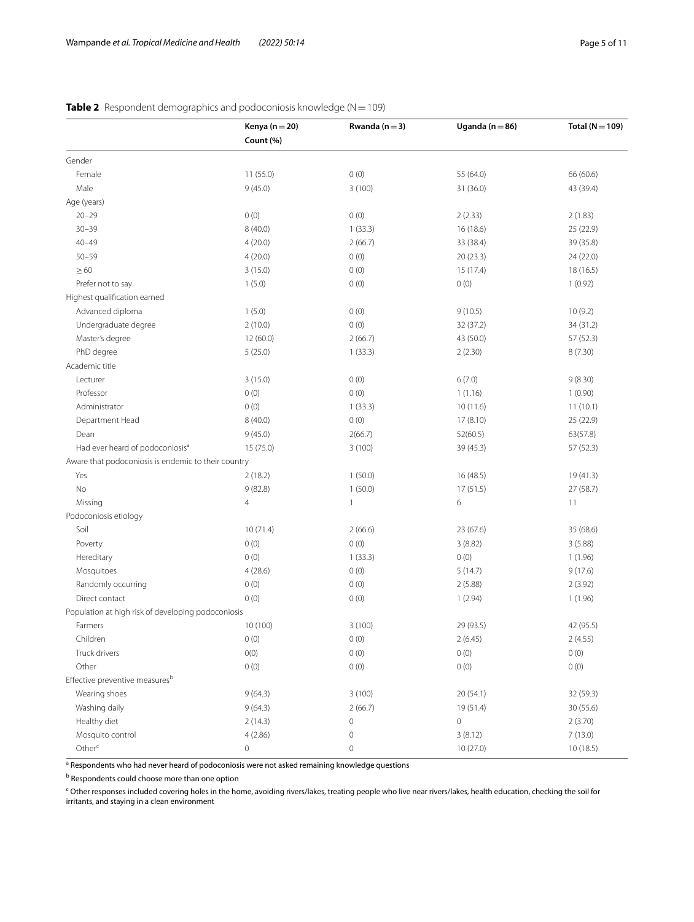**Table 2** Respondent demographics and podoconiosis knowledge (N = 109)

| | Kenya (n = 20) | Rwanda (n = 3) | Uganda (n = 86) | Total (N = 109) |
|---|---|---|---|---|
| | Count (%) | | | |
| Gender | | | | |
| Female | 11 (55.0) | 0 (0) | 55 (64.0) | 66 (60.6) |
| Male | 9 (45.0) | 3 (100) | 31 (36.0) | 43 (39.4) |
| Age (years) | | | | |
| 20–29 | 0 (0) | 0 (0) | 2 (2.33) | 2 (1.83) |
| 30–39 | 8 (40.0) | 1 (33.3) | 16 (18.6) | 25 (22.9) |
| 40–49 | 4 (20.0) | 2 (66.7) | 33 (38.4) | 39 (35.8) |
| 50–59 | 4 (20.0) | 0 (0) | 20 (23.3) | 24 (22.0) |
| ≥ 60 | 3 (15.0) | 0 (0) | 15 (17.4) | 18 (16.5) |
| Prefer not to say | 1 (5.0) | 0 (0) | 0 (0) | 1 (0.92) |
| Highest qualification earned | | | | |
| Advanced diploma | 1 (5.0) | 0 (0) | 9 (10.5) | 10 (9.2) |
| Undergraduate degree | 2 (10.0) | 0 (0) | 32 (37.2) | 34 (31.2) |
| Master's degree | 12 (60.0) | 2 (66.7) | 43 (50.0) | 57 (52.3) |
| PhD degree | 5 (25.0) | 1 (33.3) | 2 (2.30) | 8 (7.30) |
| Academic title | | | | |
| Lecturer | 3 (15.0) | 0 (0) | 6 (7.0) | 9 (8.30) |
| Professor | 0 (0) | 0 (0) | 1 (1.16) | 1 (0.90) |
| Administrator | 0 (0) | 1 (33.3) | 10 (11.6) | 11 (10.1) |
| Department Head | 8 (40.0) | 0 (0) | 17 (8.10) | 25 (22.9) |
| Dean | 9 (45.0) | 2(66.7) | 52(60.5) | 63(57.8) |
| Had ever heard of podoconiosis[a] | 15 (75.0) | 3 (100) | 39 (45.3) | 57 (52.3) |
| Aware that podoconiosis is endemic to their country | | | | |
| Yes | 2 (18.2) | 1 (50.0) | 16 (48.5) | 19 (41.3) |
| No | 9 (82.8) | 1 (50.0) | 17 (51.5) | 27 (58.7) |
| Missing | 4 | 1 | 6 | 11 |
| Podoconiosis etiology | | | | |
| Soil | 10 (71.4) | 2 (66.6) | 23 (67.6) | 35 (68.6) |
| Poverty | 0 (0) | 0 (0) | 3 (8.82) | 3 (5.88) |
| Hereditary | 0 (0) | 1 (33.3) | 0 (0) | 1 (1.96) |
| Mosquitoes | 4 (28.6) | 0 (0) | 5 (14.7) | 9 (17.6) |
| Randomly occurring | 0 (0) | 0 (0) | 2 (5.88) | 2 (3.92) |
| Direct contact | 0 (0) | 0 (0) | 1 (2.94) | 1 (1.96) |
| Population at high risk of developing podoconiosis | | | | |
| Farmers | 10 (100) | 3 (100) | 29 (93.5) | 42 (95.5) |
| Children | 0 (0) | 0 (0) | 2 (6.45) | 2 (4.55) |
| Truck drivers | 0(0) | 0 (0) | 0 (0) | 0 (0) |
| Other | 0 (0) | 0 (0) | 0 (0) | 0 (0) |
| Effective preventive measures[b] | | | | |
| Wearing shoes | 9 (64.3) | 3 (100) | 20 (54.1) | 32 (59.3) |
| Washing daily | 9 (64.3) | 2 (66.7) | 19 (51.4) | 30 (55.6) |
| Healthy diet | 2 (14.3) | 0 | 0 | 2 (3.70) |
| Mosquito control | 4 (2.86) | 0 | 3 (8.12) | 7 (13.0) |
| Other[c] | 0 | 0 | 10 (27.0) | 10 (18.5) |

[a] Respondents who had never heard of podoconiosis were not asked remaining knowledge questions

[b] Respondents could choose more than one option

[c] Other responses included covering holes in the home, avoiding rivers/lakes, treating people who live near rivers/lakes, health education, checking the soil for irritants, and staying in a clean environment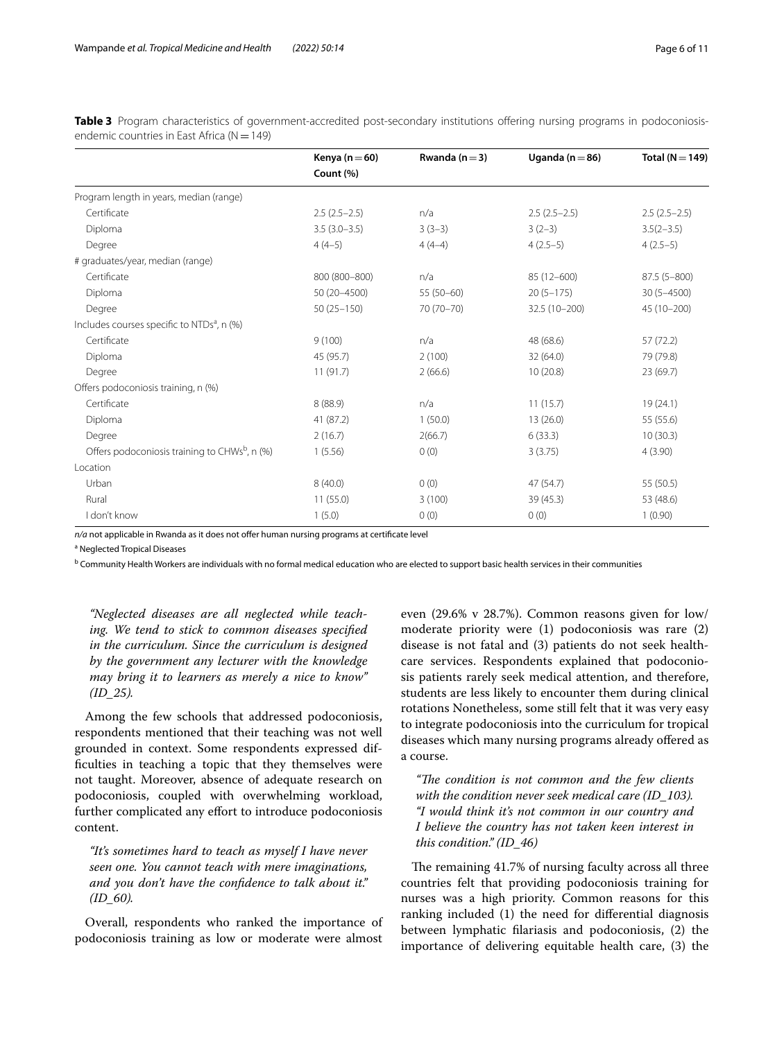**Table 3** Program characteristics of government-accredited post-secondary institutions offering nursing programs in podoconiosis-endemic countries in East Africa (N = 149)

| | Kenya (n = 60) Count (%) | Rwanda (n = 3) | Uganda (n = 86) | Total (N = 149) |
|---|---|---|---|---|
| Program length in years, median (range) | | | | |
| Certificate | 2.5 (2.5–2.5) | n/a | 2.5 (2.5–2.5) | 2.5 (2.5–2.5) |
| Diploma | 3.5 (3.0–3.5) | 3 (3–3) | 3 (2–3) | 3.5(2–3.5) |
| Degree | 4 (4–5) | 4 (4–4) | 4 (2.5–5) | 4 (2.5–5) |
| # graduates/year, median (range) | | | | |
| Certificate | 800 (800–800) | n/a | 85 (12–600) | 87.5 (5–800) |
| Diploma | 50 (20–4500) | 55 (50–60) | 20 (5–175) | 30 (5–4500) |
| Degree | 50 (25–150) | 70 (70–70) | 32.5 (10–200) | 45 (10–200) |
| Includes courses specific to NTDs[a], n (%) | | | | |
| Certificate | 9 (100) | n/a | 48 (68.6) | 57 (72.2) |
| Diploma | 45 (95.7) | 2 (100) | 32 (64.0) | 79 (79.8) |
| Degree | 11 (91.7) | 2 (66.6) | 10 (20.8) | 23 (69.7) |
| Offers podoconiosis training, n (%) | | | | |
| Certificate | 8 (88.9) | n/a | 11 (15.7) | 19 (24.1) |
| Diploma | 41 (87.2) | 1 (50.0) | 13 (26.0) | 55 (55.6) |
| Degree | 2 (16.7) | 2(66.7) | 6 (33.3) | 10 (30.3) |
| Offers podoconiosis training to CHWs[b], n (%) | 1 (5.56) | 0 (0) | 3 (3.75) | 4 (3.90) |
| Location | | | | |
| Urban | 8 (40.0) | 0 (0) | 47 (54.7) | 55 (50.5) |
| Rural | 11 (55.0) | 3 (100) | 39 (45.3) | 53 (48.6) |
| I don't know | 1 (5.0) | 0 (0) | 0 (0) | 1 (0.90) |

*n/a* not applicable in Rwanda as it does not offer human nursing programs at certificate level

[a] Neglected Tropical Diseases

[b] Community Health Workers are individuals with no formal medical education who are elected to support basic health services in their communities

*"Neglected diseases are all neglected while teaching. We tend to stick to common diseases specified in the curriculum. Since the curriculum is designed by the government any lecturer with the knowledge may bring it to learners as merely a nice to know" (ID_25).*

Among the few schools that addressed podoconiosis, respondents mentioned that their teaching was not well grounded in context. Some respondents expressed difficulties in teaching a topic that they themselves were not taught. Moreover, absence of adequate research on podoconiosis, coupled with overwhelming workload, further complicated any effort to introduce podoconiosis content.

*"It's sometimes hard to teach as myself I have never seen one. You cannot teach with mere imaginations, and you don't have the confidence to talk about it." (ID_60).*

Overall, respondents who ranked the importance of podoconiosis training as low or moderate were almost even (29.6% v 28.7%). Common reasons given for low/moderate priority were (1) podoconiosis was rare (2) disease is not fatal and (3) patients do not seek healthcare services. Respondents explained that podoconiosis patients rarely seek medical attention, and therefore, students are less likely to encounter them during clinical rotations Nonetheless, some still felt that it was very easy to integrate podoconiosis into the curriculum for tropical diseases which many nursing programs already offered as a course.

*"The condition is not common and the few clients with the condition never seek medical care (ID_103). "I would think it's not common in our country and I believe the country has not taken keen interest in this condition." (ID_46)*

The remaining 41.7% of nursing faculty across all three countries felt that providing podoconiosis training for nurses was a high priority. Common reasons for this ranking included (1) the need for differential diagnosis between lymphatic filariasis and podoconiosis, (2) the importance of delivering equitable health care, (3) the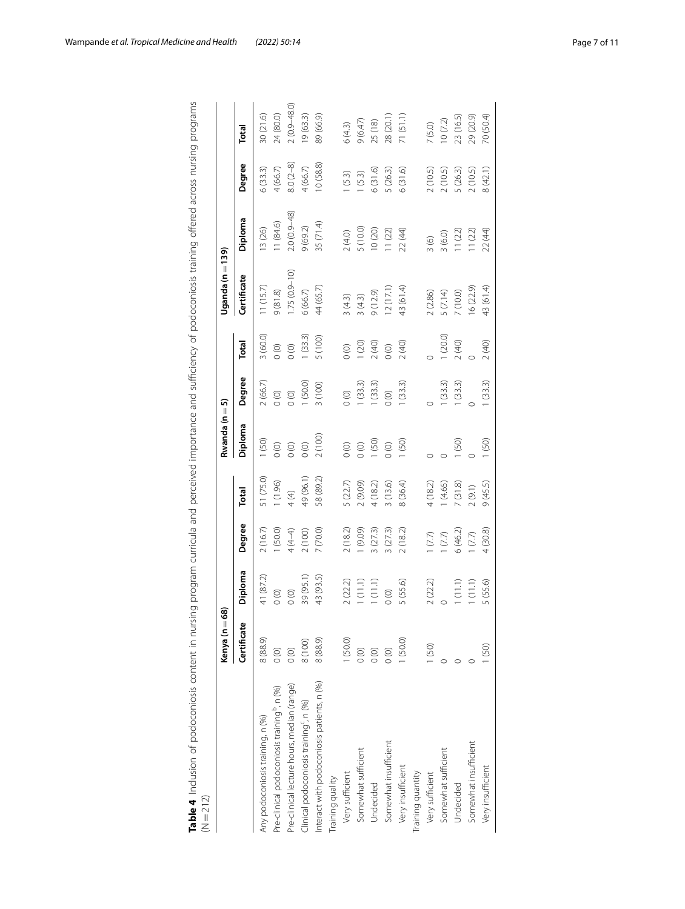**Table 4** Inclusion of podoconiosis content in nursing program curricula and perceived importance and sufficiency of podoconiosis training offered across nursing programs (N = 212)

| | Kenya (n = 68) | | | | Rwanda (n = 5) | | | Uganda (n = 139) | | | |
|---|---|---|---|---|---|---|---|---|---|---|---|
| | Certificate | Diploma | Degree | Total | Diploma | Degree | Total | Certificate | Diploma | Degree | Total |
| Any podoconiosis training, n (%) | 8 (88.9) | 41 (87.2) | 2 (16.7) | 51 (75.0) | 1 (50) | 2 (66.7) | 3 (60.0) | 11 (15.7) | 13 (26) | 6 (33.3) | 30 (21.6) |
| Pre-clinical podoconiosis training[b], n (%) | 0 (0) | 0 (0) | 1 (50.0) | 1 (1.96) | 0 (0) | 0 (0) | 0 (0) | 9 (81.8) | 11 (84.6) | 4 (66.7) | 24 (80.0) |
| Pre-clinical lecture hours, median (range) | 0 (0) | 0 (0) | 4 (4–4) | 4 (4) | 0 (0) | 0 (0) | 0 (0) | 1.75 (0.9–10) | 2.0 (0.9–48) | 8.0 (2–8) | 2 (0.9–48.0) |
| Clinical podoconiosis training[c], n (%) | 8 (100) | 39 (95.1) | 2 (100) | 49 (96.1) | 0 (0) | 1 (50.0) | 1 (33.3) | 6 (66.7) | 9 (69.2) | 4 (66.7) | 19 (63.3) |
| Interact with podoconiosis patients, n (%) | 8 (88.9) | 43 (93.5) | 7 (70.0) | 58 (89.2) | 2 (100) | 3 (100) | 5 (100) | 44 (65.7) | 35 (71.4) | 10 (58.8) | 89 (66.9) |
| Training quality | | | | | | | | | | | |
| Very sufficient | 1 (50.0) | 2 (22.2) | 2 (18.2) | 5 (22.7) | 0 (0) | 0 (0) | 0 (0) | 3 (4.3) | 2 (4.0) | 1 (5.3) | 6 (4.3) |
| Somewhat sufficient | 0 (0) | 1 (11.1) | 1 (9.09) | 2 (9.09) | 0 (0) | 1 (33.3) | 1 (20) | 3 (4.3) | 5 (10.0) | 1 (5.3) | 9 (6.47) |
| Undecided | 0 (0) | 1 (11.1) | 3 (27.3) | 4 (18.2) | 1 (50) | 1 (33.3) | 2 (40) | 9 (12.9) | 10 (20) | 6 (31.6) | 25 (18) |
| Somewhat insufficient | 0 (0) | 0 (0) | 3 (27.3) | 3 (13.6) | 0 (0) | 0 (0) | 0 (0) | 12 (17.1) | 11 (22) | 5 (26.3) | 28 (20.1) |
| Very insufficient | 1 (50.0) | 5 (55.6) | 2 (18.2) | 8 (36.4) | 1 (50) | 1 (33.3) | 2 (40) | 43 (61.4) | 22 (44) | 6 (31.6) | 71 (51.1) |
| Training quantity | | | | | | | | | | | |
| Very sufficient | 1 (50) | 2 (22.2) | 1 (7.7) | 4 (18.2) | 0 | 0 | 0 | 2 (2.86) | 3 (6) | 2 (10.5) | 7 (5.0) |
| Somewhat sufficient | 0 | 0 | 1 (7.7) | 1 (4.65) | 0 | 1 (33.3) | 1 (20.0) | 5 (7.14) | 3 (6.0) | 2 (10.5) | 10 (7.2) |
| Undecided | 0 | 1 (11.1) | 6 (46.2) | 7 (31.8) | 1 (50) | 1 (33.3) | 2 (40) | 7 (10.0) | 11 (22) | 5 (26.3) | 23 (16.5) |
| Somewhat insufficient | 0 | 1 (11.1) | 1 (7.7) | 2 (9.1) | 0 | 0 | 0 | 16 (22.9) | 11 (22) | 2 (10.5) | 29 (20.9) |
| Very insufficient | 1 (50) | 5 (55.6) | 4 (30.8) | 9 (45.5) | 1 (50) | 1 (33.3) | 2 (40) | 43 (61.4) | 22 (44) | 8 (42.1) | 70 (50.4) |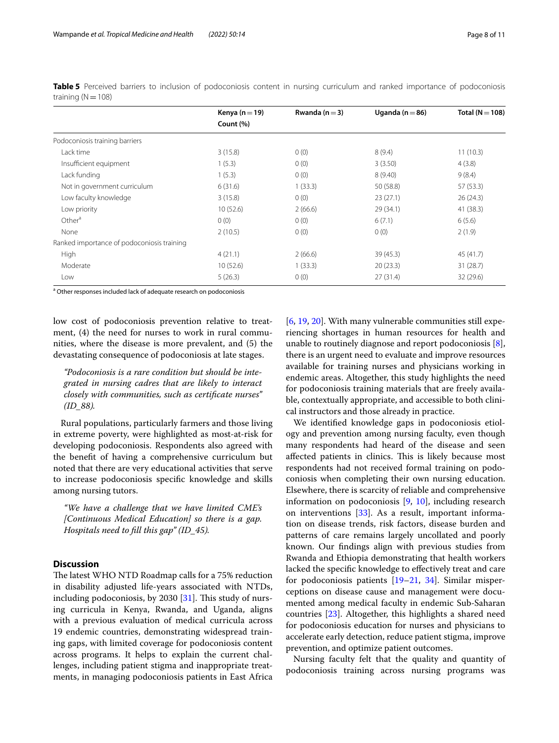**Table 5** Perceived barriers to inclusion of podoconiosis content in nursing curriculum and ranked importance of podoconiosis training (N = 108)

| | Kenya (n = 19) Count (%) | Rwanda (n = 3) | Uganda (n = 86) | Total (N = 108) |
|---|---|---|---|---|
| Podoconiosis training barriers | | | | |
| Lack time | 3 (15.8) | 0 (0) | 8 (9.4) | 11 (10.3) |
| Insufficient equipment | 1 (5.3) | 0 (0) | 3 (3.50) | 4 (3.8) |
| Lack funding | 1 (5.3) | 0 (0) | 8 (9.40) | 9 (8.4) |
| Not in government curriculum | 6 (31.6) | 1 (33.3) | 50 (58.8) | 57 (53.3) |
| Low faculty knowledge | 3 (15.8) | 0 (0) | 23 (27.1) | 26 (24.3) |
| Low priority | 10 (52.6) | 2 (66.6) | 29 (34.1) | 41 (38.3) |
| Other[a] | 0 (0) | 0 (0) | 6 (7.1) | 6 (5.6) |
| None | 2 (10.5) | 0 (0) | 0 (0) | 2 (1.9) |
| Ranked importance of podoconiosis training | | | | |
| High | 4 (21.1) | 2 (66.6) | 39 (45.3) | 45 (41.7) |
| Moderate | 10 (52.6) | 1 (33.3) | 20 (23.3) | 31 (28.7) |
| Low | 5 (26.3) | 0 (0) | 27 (31.4) | 32 (29.6) |

[a] Other responses included lack of adequate research on podoconiosis

low cost of podoconiosis prevention relative to treatment, (4) the need for nurses to work in rural communities, where the disease is more prevalent, and (5) the devastating consequence of podoconiosis at late stages.

> *"Podoconiosis is a rare condition but should be integrated in nursing cadres that are likely to interact closely with communities, such as certificate nurses" (ID_88).*

Rural populations, particularly farmers and those living in extreme poverty, were highlighted as most-at-risk for developing podoconiosis. Respondents also agreed with the benefit of having a comprehensive curriculum but noted that there are very educational activities that serve to increase podoconiosis specific knowledge and skills among nursing tutors.

> *"We have a challenge that we have limited CME's [Continuous Medical Education] so there is a gap. Hospitals need to fill this gap" (ID_45).*

## Discussion

The latest WHO NTD Roadmap calls for a 75% reduction in disability adjusted life-years associated with NTDs, including podoconiosis, by 2030 [31]. This study of nursing curricula in Kenya, Rwanda, and Uganda, aligns with a previous evaluation of medical curricula across 19 endemic countries, demonstrating widespread training gaps, with limited coverage for podoconiosis content across programs. It helps to explain the current challenges, including patient stigma and inappropriate treatments, in managing podoconiosis patients in East Africa [6, 19, 20]. With many vulnerable communities still experiencing shortages in human resources for health and unable to routinely diagnose and report podoconiosis [8], there is an urgent need to evaluate and improve resources available for training nurses and physicians working in endemic areas. Altogether, this study highlights the need for podoconiosis training materials that are freely available, contextually appropriate, and accessible to both clinical instructors and those already in practice.

We identified knowledge gaps in podoconiosis etiology and prevention among nursing faculty, even though many respondents had heard of the disease and seen affected patients in clinics. This is likely because most respondents had not received formal training on podoconiosis when completing their own nursing education. Elsewhere, there is scarcity of reliable and comprehensive information on podoconiosis [9, 10], including research on interventions [33]. As a result, important information on disease trends, risk factors, disease burden and patterns of care remains largely uncollated and poorly known. Our findings align with previous studies from Rwanda and Ethiopia demonstrating that health workers lacked the specific knowledge to effectively treat and care for podoconiosis patients [19–21, 34]. Similar misperceptions on disease cause and management were documented among medical faculty in endemic Sub-Saharan countries [23]. Altogether, this highlights a shared need for podoconiosis education for nurses and physicians to accelerate early detection, reduce patient stigma, improve prevention, and optimize patient outcomes.

Nursing faculty felt that the quality and quantity of podoconiosis training across nursing programs was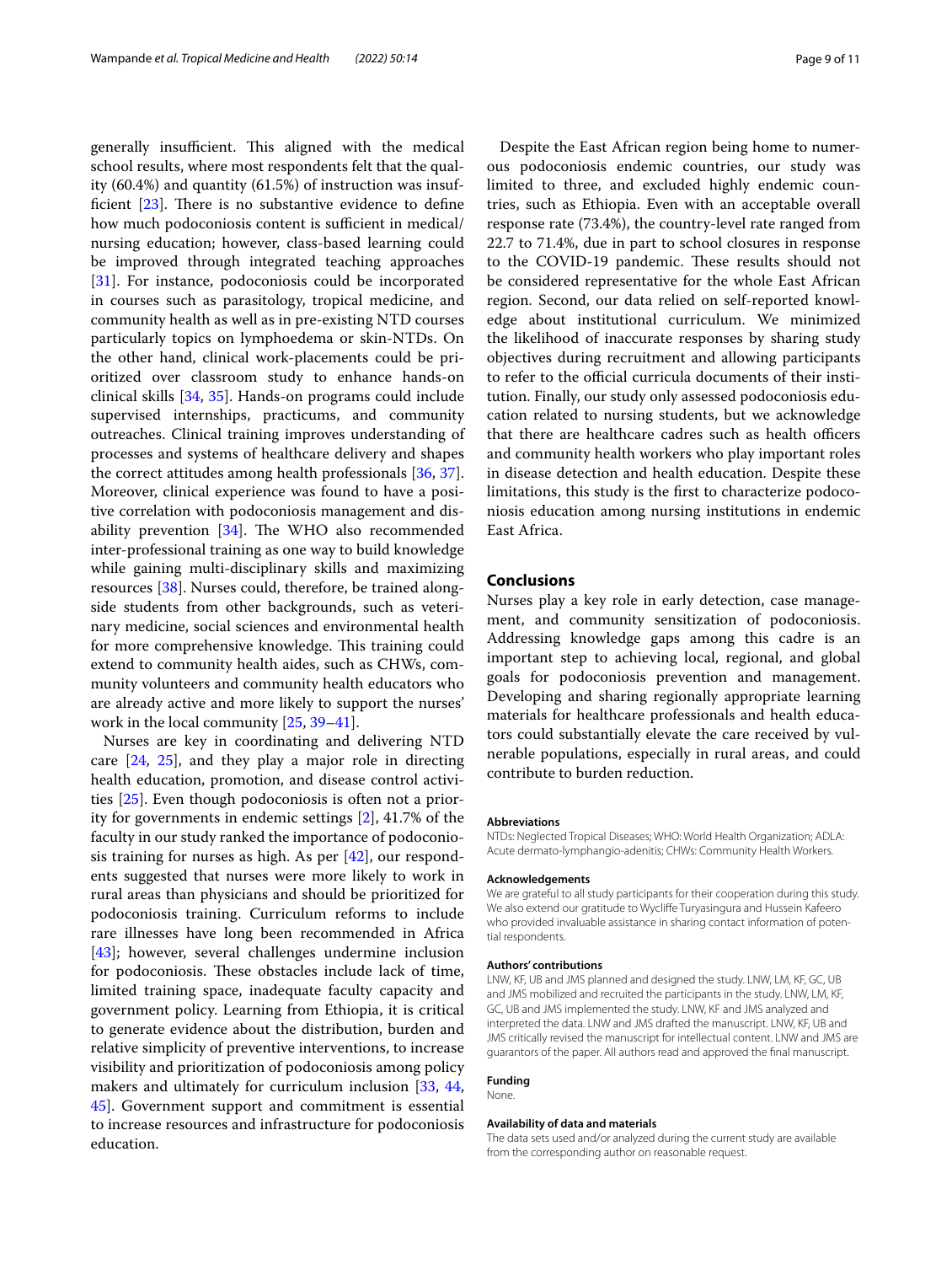generally insufficient. This aligned with the medical school results, where most respondents felt that the quality (60.4%) and quantity (61.5%) of instruction was insufficient [23]. There is no substantive evidence to define how much podoconiosis content is sufficient in medical/nursing education; however, class-based learning could be improved through integrated teaching approaches [31]. For instance, podoconiosis could be incorporated in courses such as parasitology, tropical medicine, and community health as well as in pre-existing NTD courses particularly topics on lymphoedema or skin-NTDs. On the other hand, clinical work-placements could be prioritized over classroom study to enhance hands-on clinical skills [34, 35]. Hands-on programs could include supervised internships, practicums, and community outreaches. Clinical training improves understanding of processes and systems of healthcare delivery and shapes the correct attitudes among health professionals [36, 37]. Moreover, clinical experience was found to have a positive correlation with podoconiosis management and disability prevention [34]. The WHO also recommended inter-professional training as one way to build knowledge while gaining multi-disciplinary skills and maximizing resources [38]. Nurses could, therefore, be trained alongside students from other backgrounds, such as veterinary medicine, social sciences and environmental health for more comprehensive knowledge. This training could extend to community health aides, such as CHWs, community volunteers and community health educators who are already active and more likely to support the nurses' work in the local community [25, 39–41].

Nurses are key in coordinating and delivering NTD care [24, 25], and they play a major role in directing health education, promotion, and disease control activities [25]. Even though podoconiosis is often not a priority for governments in endemic settings [2], 41.7% of the faculty in our study ranked the importance of podoconiosis training for nurses as high. As per [42], our respondents suggested that nurses were more likely to work in rural areas than physicians and should be prioritized for podoconiosis training. Curriculum reforms to include rare illnesses have long been recommended in Africa [43]; however, several challenges undermine inclusion for podoconiosis. These obstacles include lack of time, limited training space, inadequate faculty capacity and government policy. Learning from Ethiopia, it is critical to generate evidence about the distribution, burden and relative simplicity of preventive interventions, to increase visibility and prioritization of podoconiosis among policy makers and ultimately for curriculum inclusion [33, 44, 45]. Government support and commitment is essential to increase resources and infrastructure for podoconiosis education.

Despite the East African region being home to numerous podoconiosis endemic countries, our study was limited to three, and excluded highly endemic countries, such as Ethiopia. Even with an acceptable overall response rate (73.4%), the country-level rate ranged from 22.7 to 71.4%, due in part to school closures in response to the COVID-19 pandemic. These results should not be considered representative for the whole East African region. Second, our data relied on self-reported knowledge about institutional curriculum. We minimized the likelihood of inaccurate responses by sharing study objectives during recruitment and allowing participants to refer to the official curricula documents of their institution. Finally, our study only assessed podoconiosis education related to nursing students, but we acknowledge that there are healthcare cadres such as health officers and community health workers who play important roles in disease detection and health education. Despite these limitations, this study is the first to characterize podoconiosis education among nursing institutions in endemic East Africa.

## Conclusions

Nurses play a key role in early detection, case management, and community sensitization of podoconiosis. Addressing knowledge gaps among this cadre is an important step to achieving local, regional, and global goals for podoconiosis prevention and management. Developing and sharing regionally appropriate learning materials for healthcare professionals and health educators could substantially elevate the care received by vulnerable populations, especially in rural areas, and could contribute to burden reduction.

#### Abbreviations

NTDs: Neglected Tropical Diseases; WHO: World Health Organization; ADLA: Acute dermato-lymphangio-adenitis; CHWs: Community Health Workers.

#### Acknowledgements

We are grateful to all study participants for their cooperation during this study. We also extend our gratitude to Wycliffe Turyasingura and Hussein Kafeero who provided invaluable assistance in sharing contact information of potential respondents.

#### Authors' contributions

LNW, KF, UB and JMS planned and designed the study. LNW, LM, KF, GC, UB and JMS mobilized and recruited the participants in the study. LNW, LM, KF, GC, UB and JMS implemented the study. LNW, KF and JMS analyzed and interpreted the data. LNW and JMS drafted the manuscript. LNW, KF, UB and JMS critically revised the manuscript for intellectual content. LNW and JMS are guarantors of the paper. All authors read and approved the final manuscript.

#### Funding

None.

#### Availability of data and materials

The data sets used and/or analyzed during the current study are available from the corresponding author on reasonable request.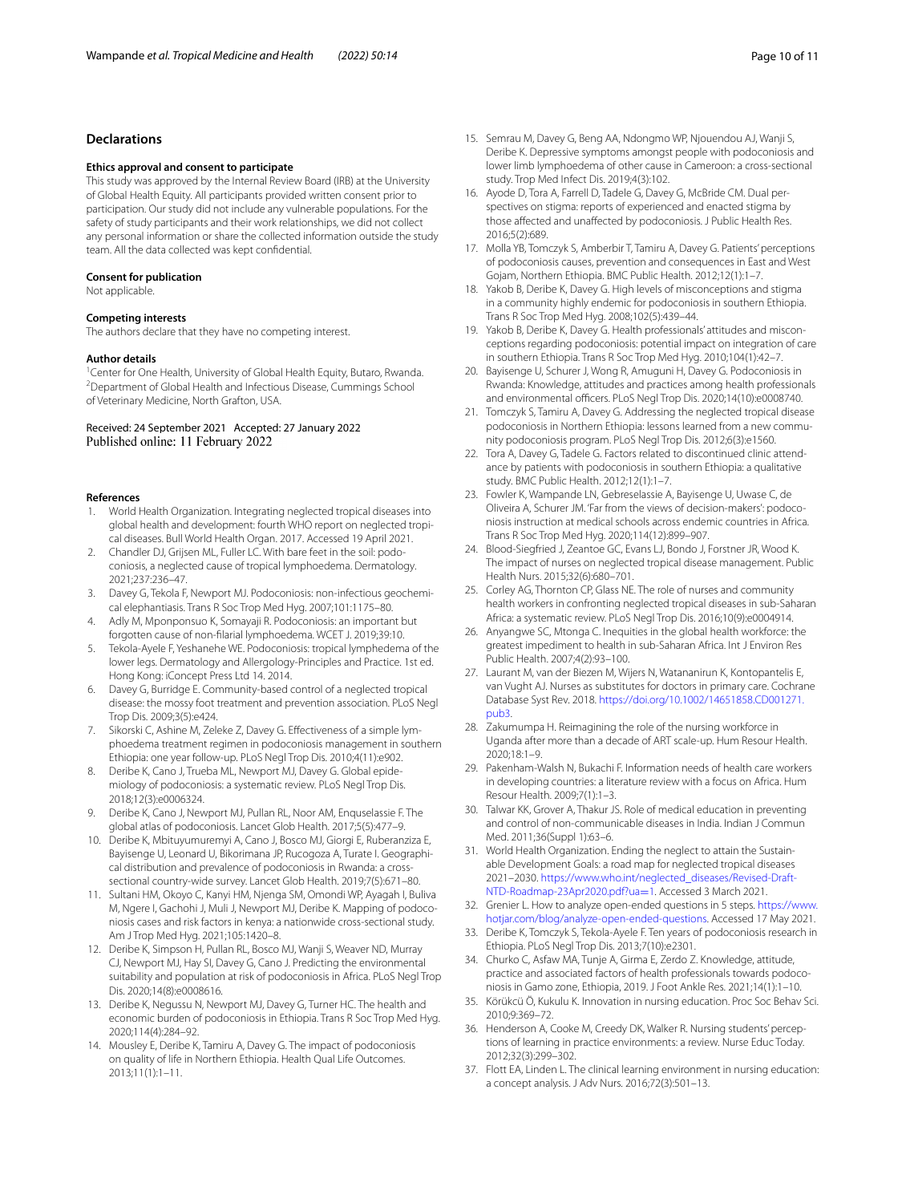## Declarations

### Ethics approval and consent to participate

This study was approved by the Internal Review Board (IRB) at the University of Global Health Equity. All participants provided written consent prior to participation. Our study did not include any vulnerable populations. For the safety of study participants and their work relationships, we did not collect any personal information or share the collected information outside the study team. All the data collected was kept confidential.

### Consent for publication

Not applicable.

### Competing interests

The authors declare that they have no competing interest.

### Author details

[1]Center for One Health, University of Global Health Equity, Butaro, Rwanda. [2]Department of Global Health and Infectious Disease, Cummings School of Veterinary Medicine, North Grafton, USA.

Received: 24 September 2021 Accepted: 27 January 2022
Published online: 11 February 2022

### References

1. World Health Organization. Integrating neglected tropical diseases into global health and development: fourth WHO report on neglected tropical diseases. Bull World Health Organ. 2017. Accessed 19 April 2021.
2. Chandler DJ, Grijsen ML, Fuller LC. With bare feet in the soil: podoconiosis, a neglected cause of tropical lymphoedema. Dermatology. 2021;237:236–47.
3. Davey G, Tekola F, Newport MJ. Podoconiosis: non-infectious geochemical elephantiasis. Trans R Soc Trop Med Hyg. 2007;101:1175–80.
4. Adly M, Mponponsuo K, Somayaji R. Podoconiosis: an important but forgotten cause of non-filarial lymphoedema. WCET J. 2019;39:10.
5. Tekola-Ayele F, Yeshanehe WE. Podoconiosis: tropical lymphedema of the lower legs. Dermatology and Allergology-Principles and Practice. 1st ed. Hong Kong: iConcept Press Ltd 14. 2014.
6. Davey G, Burridge E. Community-based control of a neglected tropical disease: the mossy foot treatment and prevention association. PLoS Negl Trop Dis. 2009;3(5):e424.
7. Sikorski C, Ashine M, Zeleke Z, Davey G. Effectiveness of a simple lymphoedema treatment regimen in podoconiosis management in southern Ethiopia: one year follow-up. PLoS Negl Trop Dis. 2010;4(11):e902.
8. Deribe K, Cano J, Trueba ML, Newport MJ, Davey G. Global epidemiology of podoconiosis: a systematic review. PLoS Negl Trop Dis. 2018;12(3):e0006324.
9. Deribe K, Cano J, Newport MJ, Pullan RL, Noor AM, Enquselassie F. The global atlas of podoconiosis. Lancet Glob Health. 2017;5(5):477–9.
10. Deribe K, Mbituyumuremyi A, Cano J, Bosco MJ, Giorgi E, Ruberanziza E, Bayisenge U, Leonard U, Bikorimana JP, Rucogoza A, Turate I. Geographical distribution and prevalence of podoconiosis in Rwanda: a cross-sectional country-wide survey. Lancet Glob Health. 2019;7(5):671–80.
11. Sultani HM, Okoyo C, Kanyi HM, Njenga SM, Omondi WP, Ayagah I, Buliva M, Ngere I, Gachohi J, Muli J, Newport MJ, Deribe K. Mapping of podoconiosis cases and risk factors in kenya: a nationwide cross-sectional study. Am J Trop Med Hyg. 2021;105:1420–8.
12. Deribe K, Simpson H, Pullan RL, Bosco MJ, Wanji S, Weaver ND, Murray CJ, Newport MJ, Hay SI, Davey G, Cano J. Predicting the environmental suitability and population at risk of podoconiosis in Africa. PLoS Negl Trop Dis. 2020;14(8):e0008616.
13. Deribe K, Negussu N, Newport MJ, Davey G, Turner HC. The health and economic burden of podoconiosis in Ethiopia. Trans R Soc Trop Med Hyg. 2020;114(4):284–92.
14. Mousley E, Deribe K, Tamiru A, Davey G. The impact of podoconiosis on quality of life in Northern Ethiopia. Health Qual Life Outcomes. 2013;11(1):1–11.
15. Semrau M, Davey G, Beng AA, Ndongmo WP, Njouendou AJ, Wanji S, Deribe K. Depressive symptoms amongst people with podoconiosis and lower limb lymphoedema of other cause in Cameroon: a cross-sectional study. Trop Med Infect Dis. 2019;4(3):102.
16. Ayode D, Tora A, Farrell D, Tadele G, Davey G, McBride CM. Dual perspectives on stigma: reports of experienced and enacted stigma by those affected and unaffected by podoconiosis. J Public Health Res. 2016;5(2):689.
17. Molla YB, Tomczyk S, Amberbir T, Tamiru A, Davey G. Patients' perceptions of podoconiosis causes, prevention and consequences in East and West Gojam, Northern Ethiopia. BMC Public Health. 2012;12(1):1–7.
18. Yakob B, Deribe K, Davey G. High levels of misconceptions and stigma in a community highly endemic for podoconiosis in southern Ethiopia. Trans R Soc Trop Med Hyg. 2008;102(5):439–44.
19. Yakob B, Deribe K, Davey G. Health professionals' attitudes and misconceptions regarding podoconiosis: potential impact on integration of care in southern Ethiopia. Trans R Soc Trop Med Hyg. 2010;104(1):42–7.
20. Bayisenge U, Schurer J, Wong R, Amuguni H, Davey G. Podoconiosis in Rwanda: Knowledge, attitudes and practices among health professionals and environmental officers. PLoS Negl Trop Dis. 2020;14(10):e0008740.
21. Tomczyk S, Tamiru A, Davey G. Addressing the neglected tropical disease podoconiosis in Northern Ethiopia: lessons learned from a new community podoconiosis program. PLoS Negl Trop Dis. 2012;6(3):e1560.
22. Tora A, Davey G, Tadele G. Factors related to discontinued clinic attendance by patients with podoconiosis in southern Ethiopia: a qualitative study. BMC Public Health. 2012;12(1):1–7.
23. Fowler K, Wampande LN, Gebreselassie A, Bayisenge U, Uwase C, de Oliveira A, Schurer JM. 'Far from the views of decision-makers': podoconiosis instruction at medical schools across endemic countries in Africa. Trans R Soc Trop Med Hyg. 2020;114(12):899–907.
24. Blood-Siegfried J, Zeantoe GC, Evans LJ, Bondo J, Forstner JR, Wood K. The impact of nurses on neglected tropical disease management. Public Health Nurs. 2015;32(6):680–701.
25. Corley AG, Thornton CP, Glass NE. The role of nurses and community health workers in confronting neglected tropical diseases in sub-Saharan Africa: a systematic review. PLoS Negl Trop Dis. 2016;10(9):e0004914.
26. Anyangwe SC, Mtonga C. Inequities in the global health workforce: the greatest impediment to health in sub-Saharan Africa. Int J Environ Res Public Health. 2007;4(2):93–100.
27. Laurant M, van der Biezen M, Wijers N, Watananirun K, Kontopantelis E, van Vught AJ. Nurses as substitutes for doctors in primary care. Cochrane Database Syst Rev. 2018. https://doi.org/10.1002/14651858.CD001271.pub3.
28. Zakumumpa H. Reimagining the role of the nursing workforce in Uganda after more than a decade of ART scale-up. Hum Resour Health. 2020;18:1–9.
29. Pakenham-Walsh N, Bukachi F. Information needs of health care workers in developing countries: a literature review with a focus on Africa. Hum Resour Health. 2009;7(1):1–3.
30. Talwar KK, Grover A, Thakur JS. Role of medical education in preventing and control of non-communicable diseases in India. Indian J Commun Med. 2011;36(Suppl 1):63–6.
31. World Health Organization. Ending the neglect to attain the Sustainable Development Goals: a road map for neglected tropical diseases 2021–2030. https://www.who.int/neglected_diseases/Revised-Draft-NTD-Roadmap-23Apr2020.pdf?ua=1. Accessed 3 March 2021.
32. Grenier L. How to analyze open-ended questions in 5 steps. https://www.hotjar.com/blog/analyze-open-ended-questions. Accessed 17 May 2021.
33. Deribe K, Tomczyk S, Tekola-Ayele F. Ten years of podoconiosis research in Ethiopia. PLoS Negl Trop Dis. 2013;7(10):e2301.
34. Churko C, Asfaw MA, Tunje A, Girma E, Zerdo Z. Knowledge, attitude, practice and associated factors of health professionals towards podoconiosis in Gamo zone, Ethiopia, 2019. J Foot Ankle Res. 2021;14(1):1–10.
35. Körükcü Ö, Kukulu K. Innovation in nursing education. Proc Soc Behav Sci. 2010;9:369–72.
36. Henderson A, Cooke M, Creedy DK, Walker R. Nursing students' perceptions of learning in practice environments: a review. Nurse Educ Today. 2012;32(3):299–302.
37. Flott EA, Linden L. The clinical learning environment in nursing education: a concept analysis. J Adv Nurs. 2016;72(3):501–13.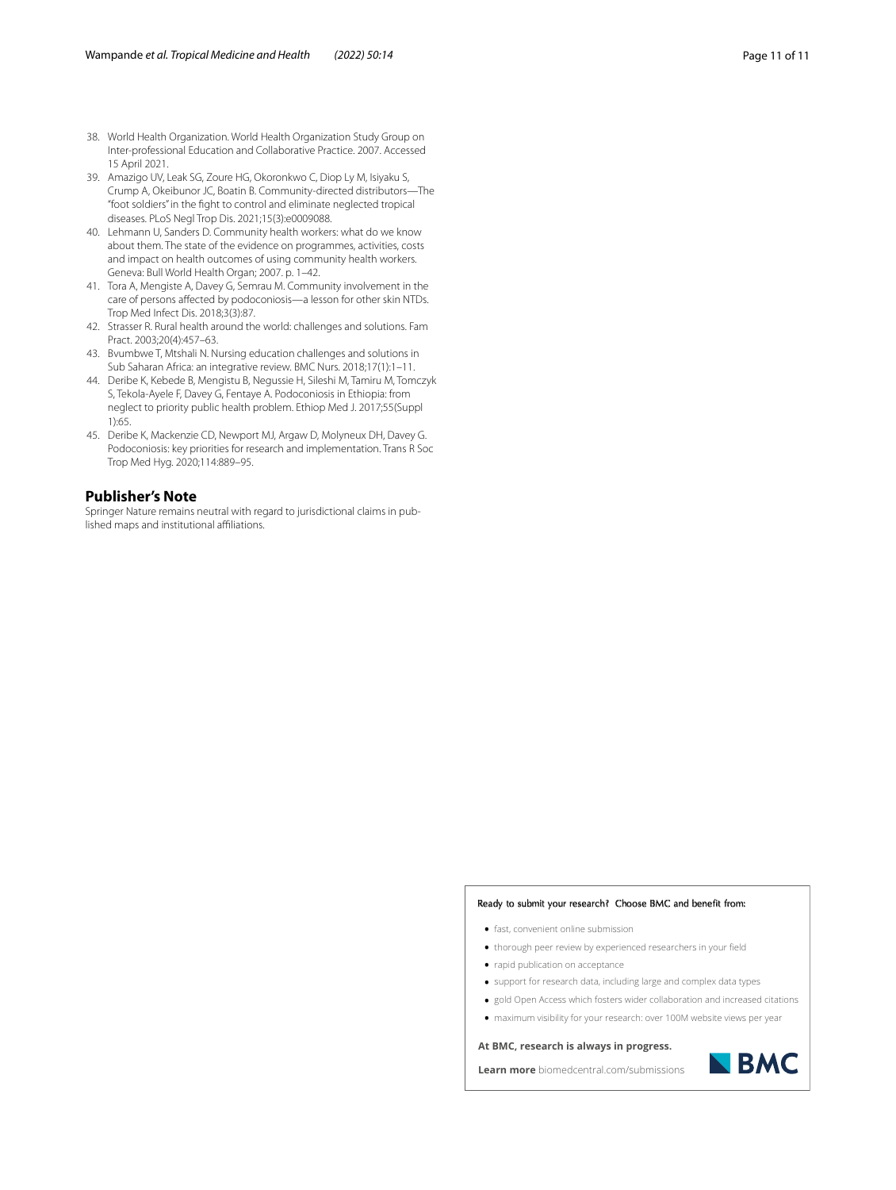38. World Health Organization. World Health Organization Study Group on Inter-professional Education and Collaborative Practice. 2007. Accessed 15 April 2021.
39. Amazigo UV, Leak SG, Zoure HG, Okoronkwo C, Diop Ly M, Isiyaku S, Crump A, Okeibunor JC, Boatin B. Community-directed distributors—The "foot soldiers" in the fight to control and eliminate neglected tropical diseases. PLoS Negl Trop Dis. 2021;15(3):e0009088.
40. Lehmann U, Sanders D. Community health workers: what do we know about them. The state of the evidence on programmes, activities, costs and impact on health outcomes of using community health workers. Geneva: Bull World Health Organ; 2007. p. 1–42.
41. Tora A, Mengiste A, Davey G, Semrau M. Community involvement in the care of persons affected by podoconiosis—a lesson for other skin NTDs. Trop Med Infect Dis. 2018;3(3):87.
42. Strasser R. Rural health around the world: challenges and solutions. Fam Pract. 2003;20(4):457–63.
43. Bvumbwe T, Mtshali N. Nursing education challenges and solutions in Sub Saharan Africa: an integrative review. BMC Nurs. 2018;17(1):1–11.
44. Deribe K, Kebede B, Mengistu B, Negussie H, Sileshi M, Tamiru M, Tomczyk S, Tekola-Ayele F, Davey G, Fentaye A. Podoconiosis in Ethiopia: from neglect to priority public health problem. Ethiop Med J. 2017;55(Suppl 1):65.
45. Deribe K, Mackenzie CD, Newport MJ, Argaw D, Molyneux DH, Davey G. Podoconiosis: key priorities for research and implementation. Trans R Soc Trop Med Hyg. 2020;114:889–95.

## Publisher's Note

Springer Nature remains neutral with regard to jurisdictional claims in published maps and institutional affiliations.

Ready to submit your research? Choose BMC and benefit from:

- fast, convenient online submission
- thorough peer review by experienced researchers in your field
- rapid publication on acceptance
- support for research data, including large and complex data types
- gold Open Access which fosters wider collaboration and increased citations
- maximum visibility for your research: over 100M website views per year

**At BMC, research is always in progress.**

**Learn more** biomedcentral.com/submissions

BMC